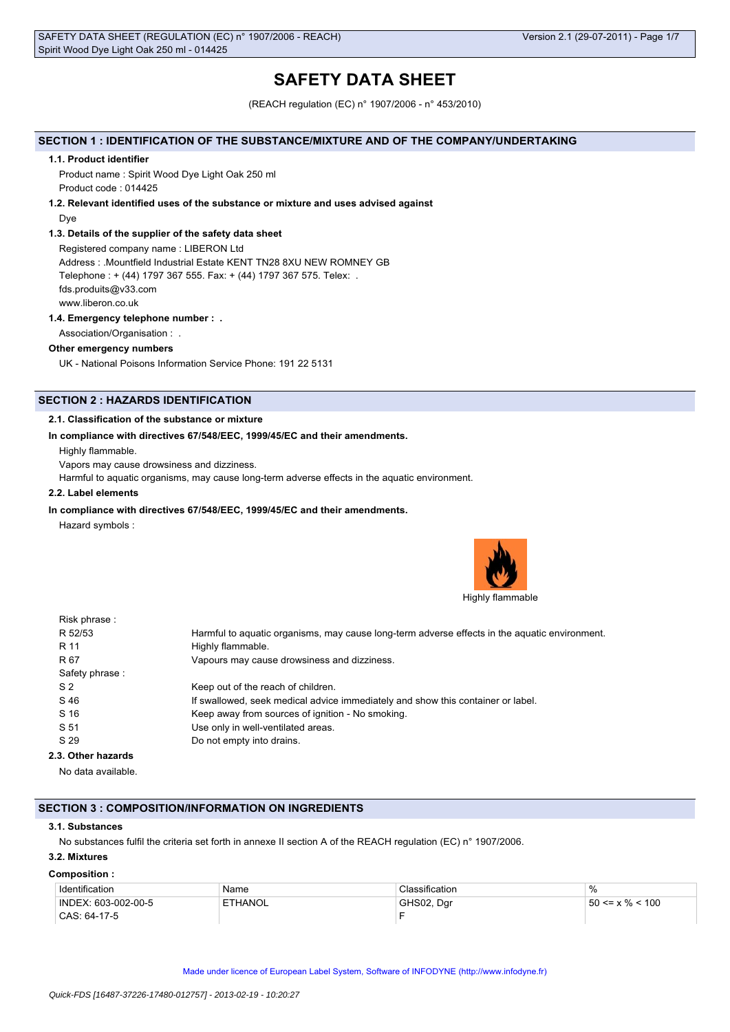# SAFETY DATA SHEET

(REACH regulation (EC) n° 1907/2006 - n° 453/2010)

## SECTION 1 : IDENTIFICATION OF THE SUBSTANCE/MIXTURE AND OF THE COMPANY/UNDERTAKING

### 1.1. Product identifier

Product name : Spirit Wood Dye Light Oak 250 ml

Product code : 014425

### 1.2. Relevant identified uses of the substance or mixture and uses advised against

Dye

### 1.3. Details of the supplier of the safety data sheet

Registered company name : LIBERON Ltd

Address : .Mountfield Industrial Estate KENT TN28 8XU NEW ROMNEY GB

Telephone : + (44) 1797 367 555. Fax: + (44) 1797 367 575. Telex: .

fds.produits@v33.com

www.liberon.co.uk

### 1.4. Emergency telephone number : .

Association/Organisation : .

**Other emergency numbers**

UK - National Poisons Information Service Phone: 191 22 5131

## SECTION 2 : HAZARDS IDENTIFICATION

### 2.1. Classification of the substance or mixture

**In compliance with directives 67/548/EEC, 1999/45/EC and their amendments.**

Highly flammable.

Vapors may cause drowsiness and dizziness.

Harmful to aquatic organisms, may cause long-term adverse effects in the aquatic environment.

### 2.2. Label elements

**In compliance with directives 67/548/EEC, 1999/45/EC and their amendments.**

Hazard symbols :

Highly flammable

Risk phrase :

| | |
|---|---|
| R 52/53 | Harmful to aquatic organisms, may cause long-term adverse effects in the aquatic environment. |
| R 11 | Highly flammable. |
| R 67 | Vapours may cause drowsiness and dizziness. |

Safety phrase :

| | |
|---|---|
| S 2 | Keep out of the reach of children. |
| S 46 | If swallowed, seek medical advice immediately and show this container or label. |
| S 16 | Keep away from sources of ignition - No smoking. |
| S 51 | Use only in well-ventilated areas. |
| S 29 | Do not empty into drains. |

### 2.3. Other hazards

No data available.

## SECTION 3 : COMPOSITION/INFORMATION ON INGREDIENTS

### 3.1. Substances

No substances fulfil the criteria set forth in annexe II section A of the REACH regulation (EC) n° 1907/2006.

### 3.2. Mixtures

**Composition :**

| Identification | Name | Classification | % |
|---|---|---|---|
| INDEX: 603-002-00-5<br>CAS: 64-17-5 | ETHANOL | GHS02, Dgr<br>F | 50 <= x % < 100 |

Made under licence of European Label System, Software of INFODYNE (http://www.infodyne.fr)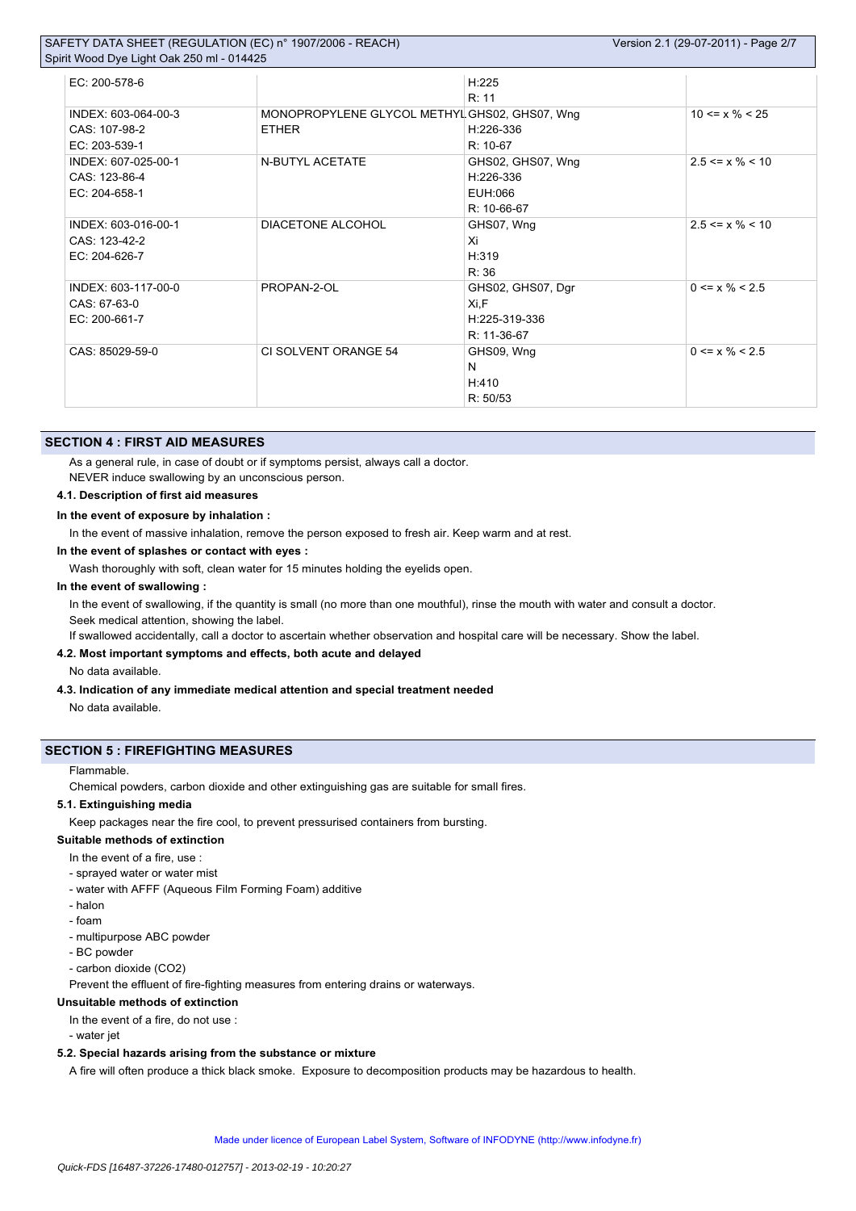| | | | |
|---|---|---|---|
| EC: 200-578-6 | | H:225<br>R: 11 | |
| INDEX: 603-064-00-3<br>CAS: 107-98-2<br>EC: 203-539-1 | MONOPROPYLENE GLYCOL METHYL ETHER | GHS02, GHS07, Wng<br>H:226-336<br>R: 10-67 | 10 <= x % < 25 |
| INDEX: 607-025-00-1<br>CAS: 123-86-4<br>EC: 204-658-1 | N-BUTYL ACETATE | GHS02, GHS07, Wng<br>H:226-336<br>EUH:066<br>R: 10-66-67 | 2.5 <= x % < 10 |
| INDEX: 603-016-00-1<br>CAS: 123-42-2<br>EC: 204-626-7 | DIACETONE ALCOHOL | GHS07, Wng<br>Xi<br>H:319<br>R: 36 | 2.5 <= x % < 10 |
| INDEX: 603-117-00-0<br>CAS: 67-63-0<br>EC: 200-661-7 | PROPAN-2-OL | GHS02, GHS07, Dgr<br>Xi,F<br>H:225-319-336<br>R: 11-36-67 | 0 <= x % < 2.5 |
| CAS: 85029-59-0 | CI SOLVENT ORANGE 54 | GHS09, Wng<br>N<br>H:410<br>R: 50/53 | 0 <= x % < 2.5 |

## SECTION 4 : FIRST AID MEASURES

As a general rule, in case of doubt or if symptoms persist, always call a doctor.
NEVER induce swallowing by an unconscious person.

### 4.1. Description of first aid measures

**In the event of exposure by inhalation :**

In the event of massive inhalation, remove the person exposed to fresh air. Keep warm and at rest.

**In the event of splashes or contact with eyes :**

Wash thoroughly with soft, clean water for 15 minutes holding the eyelids open.

**In the event of swallowing :**

In the event of swallowing, if the quantity is small (no more than one mouthful), rinse the mouth with water and consult a doctor.
Seek medical attention, showing the label.
If swallowed accidentally, call a doctor to ascertain whether observation and hospital care will be necessary. Show the label.

### 4.2. Most important symptoms and effects, both acute and delayed

No data available.

### 4.3. Indication of any immediate medical attention and special treatment needed

No data available.

## SECTION 5 : FIREFIGHTING MEASURES

Flammable.
Chemical powders, carbon dioxide and other extinguishing gas are suitable for small fires.

### 5.1. Extinguishing media

Keep packages near the fire cool, to prevent pressurised containers from bursting.

**Suitable methods of extinction**

In the event of a fire, use :
- sprayed water or water mist
- water with AFFF (Aqueous Film Forming Foam) additive
- halon
- foam
- multipurpose ABC powder
- BC powder
- carbon dioxide ($CO_2$)

Prevent the effluent of fire-fighting measures from entering drains or waterways.

**Unsuitable methods of extinction**

In the event of a fire, do not use :
- water jet

### 5.2. Special hazards arising from the substance or mixture

A fire will often produce a thick black smoke. Exposure to decomposition products may be hazardous to health.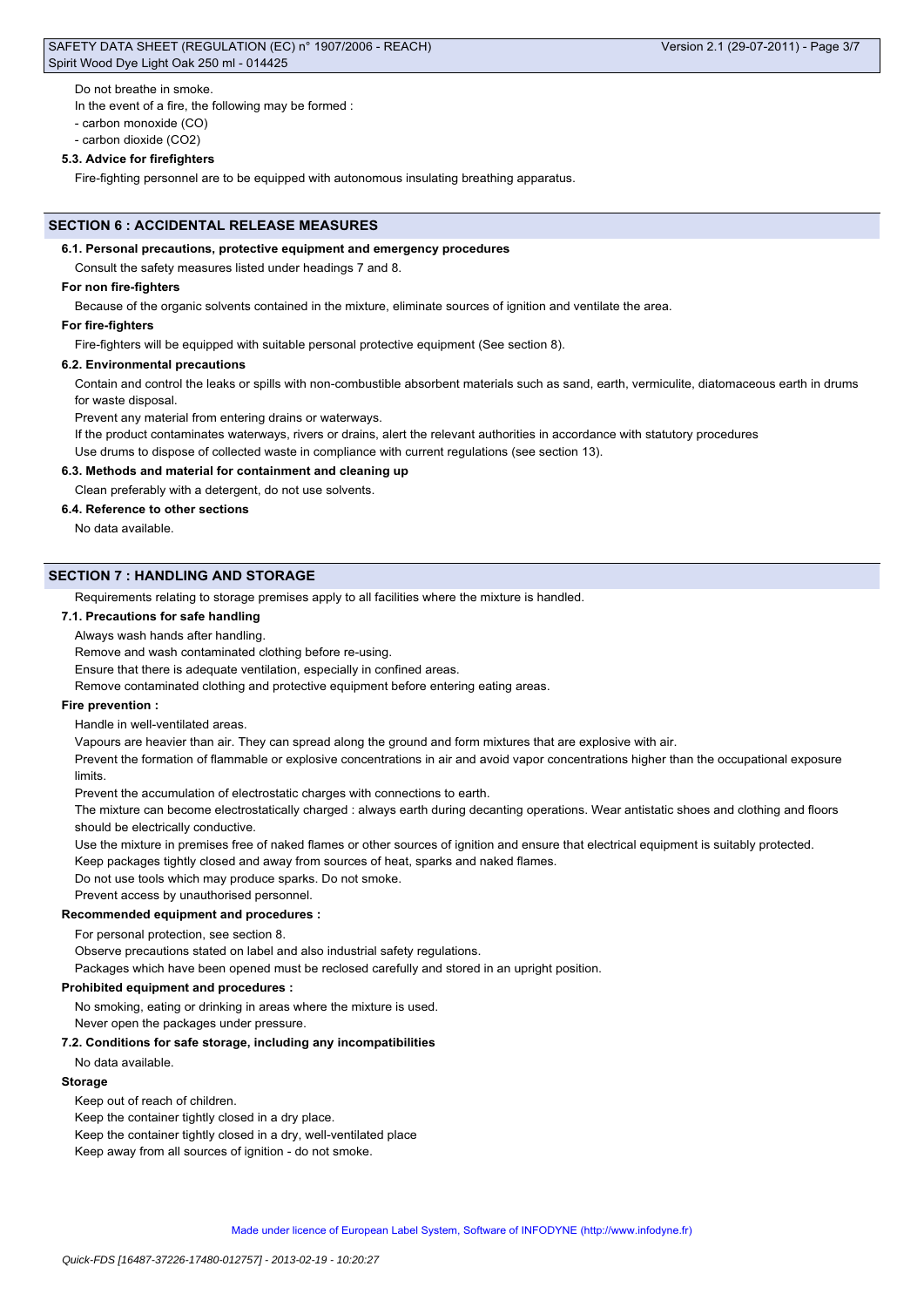Do not breathe in smoke.

In the event of a fire, the following may be formed :

- carbon monoxide (CO)
- carbon dioxide ($CO_2$)

### 5.3. Advice for firefighters

Fire-fighting personnel are to be equipped with autonomous insulating breathing apparatus.

## SECTION 6 : ACCIDENTAL RELEASE MEASURES

### 6.1. Personal precautions, protective equipment and emergency procedures

Consult the safety measures listed under headings 7 and 8.

**For non fire-fighters**

Because of the organic solvents contained in the mixture, eliminate sources of ignition and ventilate the area.

**For fire-fighters**

Fire-fighters will be equipped with suitable personal protective equipment (See section 8).

### 6.2. Environmental precautions

Contain and control the leaks or spills with non-combustible absorbent materials such as sand, earth, vermiculite, diatomaceous earth in drums for waste disposal.

Prevent any material from entering drains or waterways.

If the product contaminates waterways, rivers or drains, alert the relevant authorities in accordance with statutory procedures

Use drums to dispose of collected waste in compliance with current regulations (see section 13).

### 6.3. Methods and material for containment and cleaning up

Clean preferably with a detergent, do not use solvents.

### 6.4. Reference to other sections

No data available.

## SECTION 7 : HANDLING AND STORAGE

Requirements relating to storage premises apply to all facilities where the mixture is handled.

### 7.1. Precautions for safe handling

Always wash hands after handling.

Remove and wash contaminated clothing before re-using.

Ensure that there is adequate ventilation, especially in confined areas.

Remove contaminated clothing and protective equipment before entering eating areas.

**Fire prevention :**

Handle in well-ventilated areas.

Vapours are heavier than air. They can spread along the ground and form mixtures that are explosive with air.

Prevent the formation of flammable or explosive concentrations in air and avoid vapor concentrations higher than the occupational exposure limits.

Prevent the accumulation of electrostatic charges with connections to earth.

The mixture can become electrostatically charged : always earth during decanting operations. Wear antistatic shoes and clothing and floors should be electrically conductive.

Use the mixture in premises free of naked flames or other sources of ignition and ensure that electrical equipment is suitably protected.

Keep packages tightly closed and away from sources of heat, sparks and naked flames.

Do not use tools which may produce sparks. Do not smoke.

Prevent access by unauthorised personnel.

**Recommended equipment and procedures :**

For personal protection, see section 8.

Observe precautions stated on label and also industrial safety regulations.

Packages which have been opened must be reclosed carefully and stored in an upright position.

**Prohibited equipment and procedures :**

No smoking, eating or drinking in areas where the mixture is used.

Never open the packages under pressure.

### 7.2. Conditions for safe storage, including any incompatibilities

No data available.

**Storage**

Keep out of reach of children.

Keep the container tightly closed in a dry place.

Keep the container tightly closed in a dry, well-ventilated place

Keep away from all sources of ignition - do not smoke.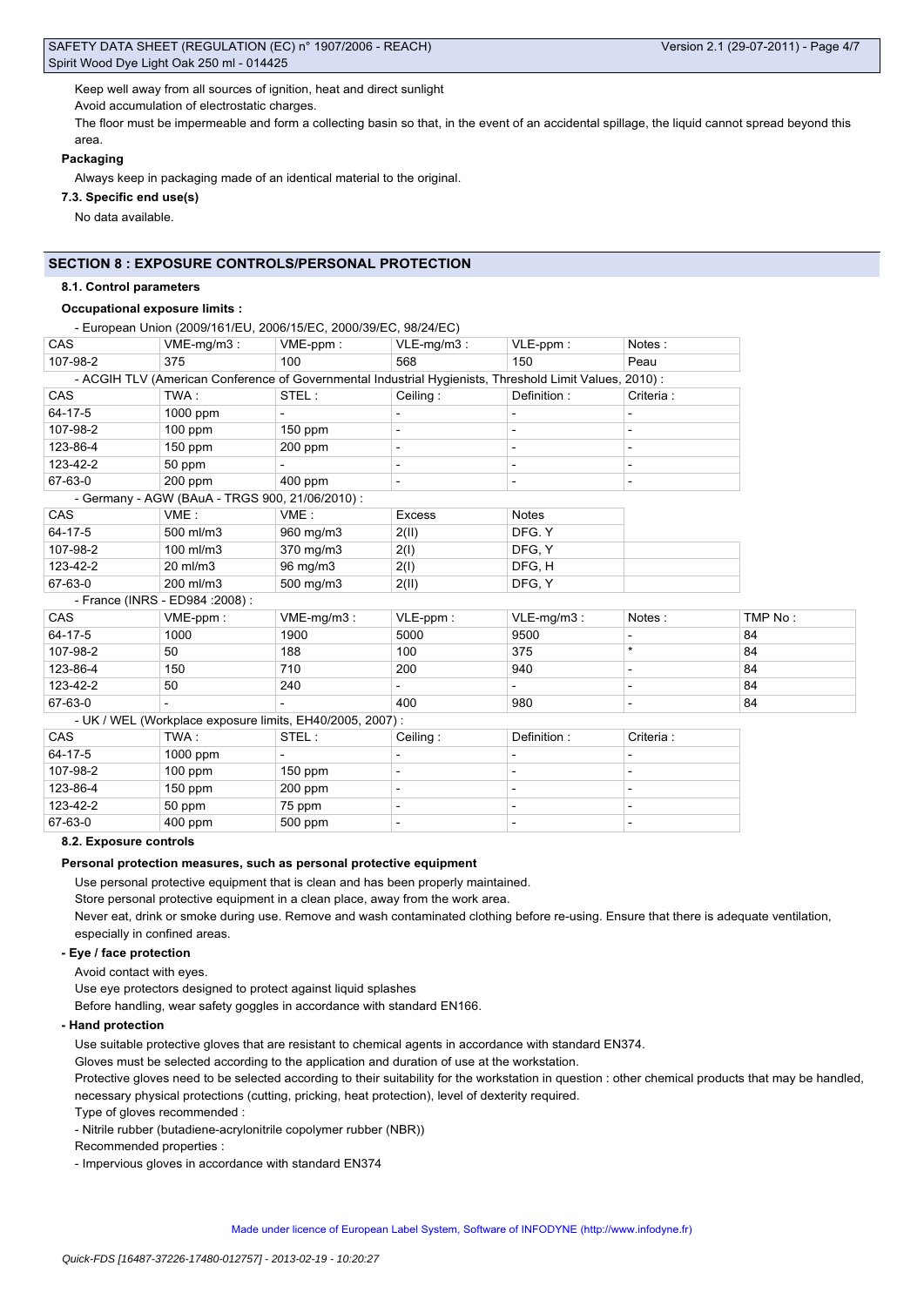Keep well away from all sources of ignition, heat and direct sunlight

Avoid accumulation of electrostatic charges.

The floor must be impermeable and form a collecting basin so that, in the event of an accidental spillage, the liquid cannot spread beyond this area.

**Packaging**

Always keep in packaging made of an identical material to the original.

**7.3. Specific end use(s)**

No data available.

## SECTION 8 : EXPOSURE CONTROLS/PERSONAL PROTECTION

**8.1. Control parameters**

**Occupational exposure limits :**

- European Union (2009/161/EU, 2006/15/EC, 2000/39/EC, 98/24/EC)

| CAS | VME-mg/m3 : | VME-ppm : | VLE-mg/m3 : | VLE-ppm : | Notes : |
|---|---|---|---|---|---|
| 107-98-2 | 375 | 100 | 568 | 150 | Peau |

- ACGIH TLV (American Conference of Governmental Industrial Hygienists, Threshold Limit Values, 2010) :

| CAS | TWA : | STEL : | Ceiling : | Definition : | Criteria : |
|---|---|---|---|---|---|
| 64-17-5 | 1000 ppm | - | - | - | - |
| 107-98-2 | 100 ppm | 150 ppm | - | - | - |
| 123-86-4 | 150 ppm | 200 ppm | - | - | - |
| 123-42-2 | 50 ppm | - | - | - | - |
| 67-63-0 | 200 ppm | 400 ppm | - | - | - |

- Germany - AGW (BAuA - TRGS 900, 21/06/2010) :

| CAS | VME : | VME : | Excess | Notes |
|---|---|---|---|---|
| 64-17-5 | 500 ml/m3 | 960 mg/m3 | 2(II) | DFG. Y |
| 107-98-2 | 100 ml/m3 | 370 mg/m3 | 2(I) | DFG, Y |
| 123-42-2 | 20 ml/m3 | 96 mg/m3 | 2(I) | DFG, H |
| 67-63-0 | 200 ml/m3 | 500 mg/m3 | 2(II) | DFG, Y |

- France (INRS - ED984 :2008) :

| CAS | VME-ppm : | VME-mg/m3 : | VLE-ppm : | VLE-mg/m3 : | Notes : | TMP No : |
|---|---|---|---|---|---|---|
| 64-17-5 | 1000 | 1900 | 5000 | 9500 | - | 84 |
| 107-98-2 | 50 | 188 | 100 | 375 | * | 84 |
| 123-86-4 | 150 | 710 | 200 | 940 | - | 84 |
| 123-42-2 | 50 | 240 | - | - | - | 84 |
| 67-63-0 | - | - | 400 | 980 | - | 84 |

- UK / WEL (Workplace exposure limits, EH40/2005, 2007) :

| CAS | TWA : | STEL : | Ceiling : | Definition : | Criteria : |
|---|---|---|---|---|---|
| 64-17-5 | 1000 ppm | - | - | - | - |
| 107-98-2 | 100 ppm | 150 ppm | - | - | - |
| 123-86-4 | 150 ppm | 200 ppm | - | - | - |
| 123-42-2 | 50 ppm | 75 ppm | - | - | - |
| 67-63-0 | 400 ppm | 500 ppm | - | - | - |

**8.2. Exposure controls**

**Personal protection measures, such as personal protective equipment**

Use personal protective equipment that is clean and has been properly maintained.

Store personal protective equipment in a clean place, away from the work area.

Never eat, drink or smoke during use. Remove and wash contaminated clothing before re-using. Ensure that there is adequate ventilation, especially in confined areas.

**- Eye / face protection**

Avoid contact with eyes.

Use eye protectors designed to protect against liquid splashes

Before handling, wear safety goggles in accordance with standard EN166.

**- Hand protection**

Use suitable protective gloves that are resistant to chemical agents in accordance with standard EN374.

Gloves must be selected according to the application and duration of use at the workstation.

Protective gloves need to be selected according to their suitability for the workstation in question : other chemical products that may be handled, necessary physical protections (cutting, pricking, heat protection), level of dexterity required.

Type of gloves recommended :

- Nitrile rubber (butadiene-acrylonitrile copolymer rubber (NBR))

Recommended properties :

- Impervious gloves in accordance with standard EN374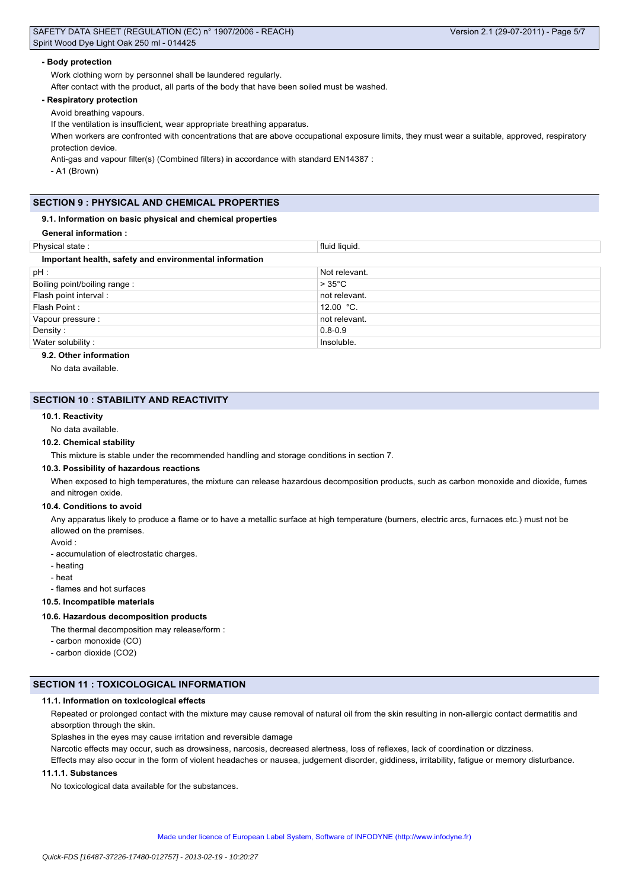**- Body protection**

Work clothing worn by personnel shall be laundered regularly.

After contact with the product, all parts of the body that have been soiled must be washed.

**- Respiratory protection**

Avoid breathing vapours.

If the ventilation is insufficient, wear appropriate breathing apparatus.

When workers are confronted with concentrations that are above occupational exposure limits, they must wear a suitable, approved, respiratory protection device.

Anti-gas and vapour filter(s) (Combined filters) in accordance with standard EN14387 :

- A1 (Brown)

## SECTION 9 : PHYSICAL AND CHEMICAL PROPERTIES

### 9.1. Information on basic physical and chemical properties

**General information :**

| Physical state : | fluid liquid. |
|---|---|

**Important health, safety and environmental information**

| pH : | Not relevant. |
|---|---|
| Boiling point/boiling range : | > 35°C |
| Flash point interval : | not relevant. |
| Flash Point : | 12.00 °C. |
| Vapour pressure : | not relevant. |
| Density : | 0.8-0.9 |
| Water solubility : | Insoluble. |

### 9.2. Other information

No data available.

## SECTION 10 : STABILITY AND REACTIVITY

### 10.1. Reactivity

No data available.

### 10.2. Chemical stability

This mixture is stable under the recommended handling and storage conditions in section 7.

### 10.3. Possibility of hazardous reactions

When exposed to high temperatures, the mixture can release hazardous decomposition products, such as carbon monoxide and dioxide, fumes and nitrogen oxide.

### 10.4. Conditions to avoid

Any apparatus likely to produce a flame or to have a metallic surface at high temperature (burners, electric arcs, furnaces etc.) must not be allowed on the premises.

Avoid :

- accumulation of electrostatic charges.
- heating
- heat
- flames and hot surfaces

### 10.5. Incompatible materials

### 10.6. Hazardous decomposition products

The thermal decomposition may release/form :

- carbon monoxide (CO)
- carbon dioxide ($CO_2$)

## SECTION 11 : TOXICOLOGICAL INFORMATION

### 11.1. Information on toxicological effects

Repeated or prolonged contact with the mixture may cause removal of natural oil from the skin resulting in non-allergic contact dermatitis and absorption through the skin.

Splashes in the eyes may cause irritation and reversible damage

Narcotic effects may occur, such as drowsiness, narcosis, decreased alertness, loss of reflexes, lack of coordination or dizziness.

Effects may also occur in the form of violent headaches or nausea, judgement disorder, giddiness, irritability, fatigue or memory disturbance.

#### 11.1.1. Substances

No toxicological data available for the substances.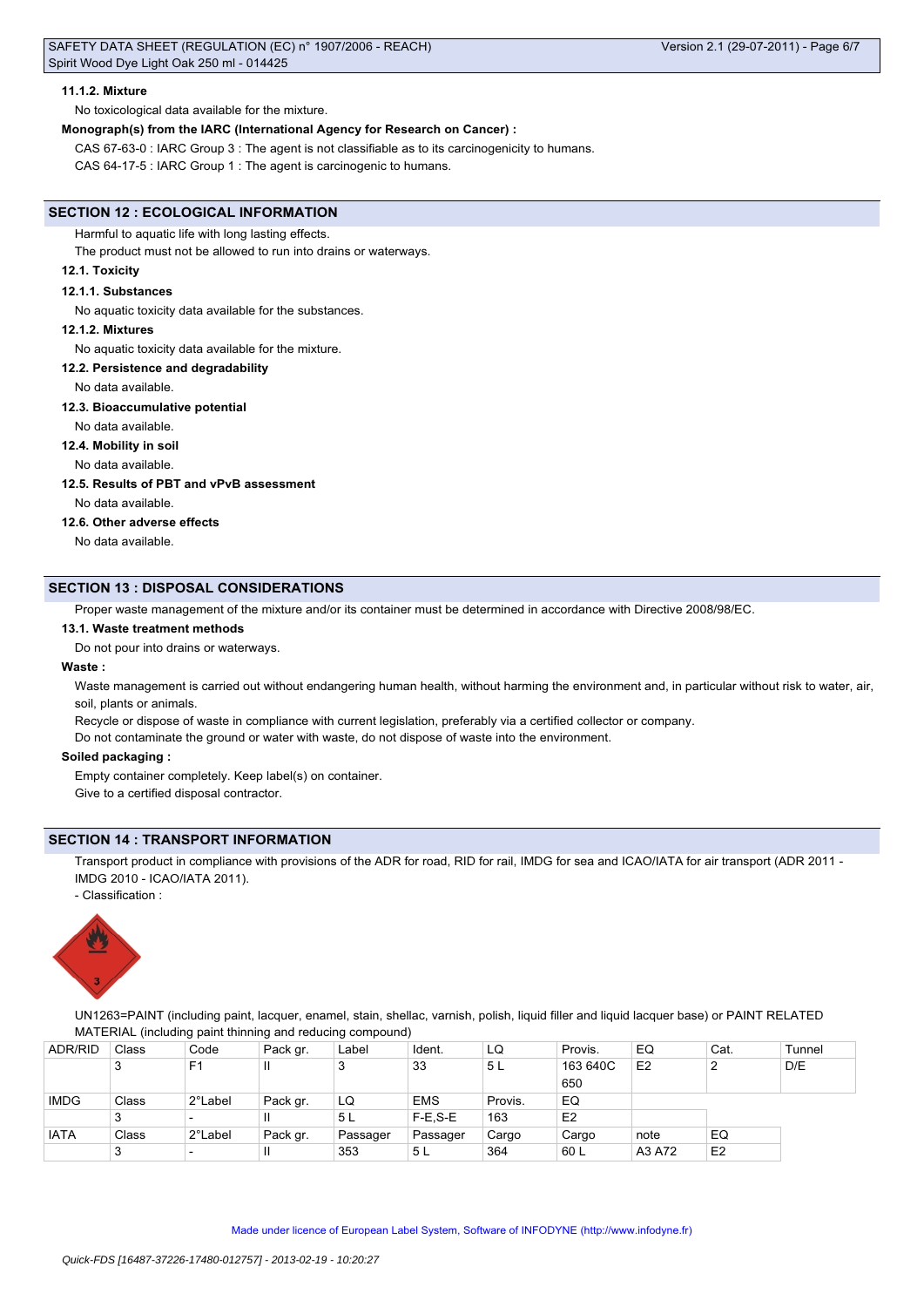#### 11.1.2. Mixture

No toxicological data available for the mixture.

**Monograph(s) from the IARC (International Agency for Research on Cancer) :**

CAS 67-63-0 : IARC Group 3 : The agent is not classifiable as to its carcinogenicity to humans.

CAS 64-17-5 : IARC Group 1 : The agent is carcinogenic to humans.

## SECTION 12 : ECOLOGICAL INFORMATION

Harmful to aquatic life with long lasting effects.

The product must not be allowed to run into drains or waterways.

### 12.1. Toxicity

#### 12.1.1. Substances

No aquatic toxicity data available for the substances.

#### 12.1.2. Mixtures

No aquatic toxicity data available for the mixture.

### 12.2. Persistence and degradability

No data available.

### 12.3. Bioaccumulative potential

No data available.

### 12.4. Mobility in soil

No data available.

### 12.5. Results of PBT and vPvB assessment

No data available.

### 12.6. Other adverse effects

No data available.

## SECTION 13 : DISPOSAL CONSIDERATIONS

Proper waste management of the mixture and/or its container must be determined in accordance with Directive 2008/98/EC.

### 13.1. Waste treatment methods

Do not pour into drains or waterways.

**Waste :**

Waste management is carried out without endangering human health, without harming the environment and, in particular without risk to water, air, soil, plants or animals.

Recycle or dispose of waste in compliance with current legislation, preferably via a certified collector or company.

Do not contaminate the ground or water with waste, do not dispose of waste into the environment.

**Soiled packaging :**

Empty container completely. Keep label(s) on container.

Give to a certified disposal contractor.

## SECTION 14 : TRANSPORT INFORMATION

Transport product in compliance with provisions of the ADR for road, RID for rail, IMDG for sea and ICAO/IATA for air transport (ADR 2011 - IMDG 2010 - ICAO/IATA 2011).

- Classification :

UN1263=PAINT (including paint, lacquer, enamel, stain, shellac, varnish, polish, liquid filler and liquid lacquer base) or PAINT RELATED MATERIAL (including paint thinning and reducing compound)

| ADR/RID | Class | Code | Pack gr. | Label | Ident. | LQ | Provis. | EQ | Cat. | Tunnel |
|---|---|---|---|---|---|---|---|---|---|---|
| | 3 | F1 | II | 3 | 33 | 5 L | 163 640C 650 | E2 | 2 | D/E |
| IMDG | Class | 2°Label | Pack gr. | LQ | EMS | Provis. | EQ | | | |
| | 3 | - | II | 5 L | F-E,S-E | 163 | E2 | | | |
| IATA | Class | 2°Label | Pack gr. | Passager | Passager | Cargo | Cargo | note | EQ | |
| | 3 | - | II | 353 | 5 L | 364 | 60 L | A3 A72 | E2 | |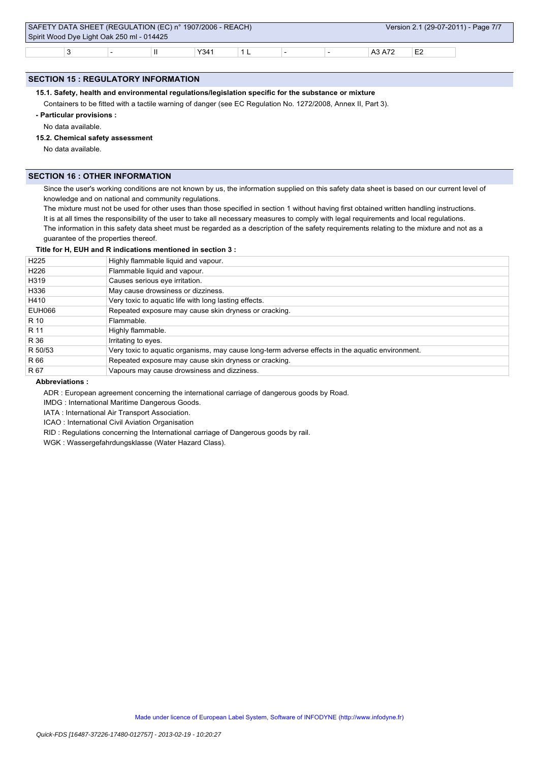| | | | | | | | | | |
|---|---|---|---|---|---|---|---|---|---|
| | 3 | - | II | Y341 | 1 L | - | - | A3 A72 | E2 |

## SECTION 15 : REGULATORY INFORMATION

**15.1. Safety, health and environmental regulations/legislation specific for the substance or mixture**

Containers to be fitted with a tactile warning of danger (see EC Regulation No. 1272/2008, Annex II, Part 3).

**- Particular provisions :**

No data available.

**15.2. Chemical safety assessment**

No data available.

## SECTION 16 : OTHER INFORMATION

Since the user's working conditions are not known by us, the information supplied on this safety data sheet is based on our current level of knowledge and on national and community regulations.

The mixture must not be used for other uses than those specified in section 1 without having first obtained written handling instructions.

It is at all times the responsibility of the user to take all necessary measures to comply with legal requirements and local regulations.

The information in this safety data sheet must be regarded as a description of the safety requirements relating to the mixture and not as a guarantee of the properties thereof.

**Title for H, EUH and R indications mentioned in section 3 :**

| | |
|---|---|
| H225 | Highly flammable liquid and vapour. |
| H226 | Flammable liquid and vapour. |
| H319 | Causes serious eye irritation. |
| H336 | May cause drowsiness or dizziness. |
| H410 | Very toxic to aquatic life with long lasting effects. |
| EUH066 | Repeated exposure may cause skin dryness or cracking. |
| R 10 | Flammable. |
| R 11 | Highly flammable. |
| R 36 | Irritating to eyes. |
| R 50/53 | Very toxic to aquatic organisms, may cause long-term adverse effects in the aquatic environment. |
| R 66 | Repeated exposure may cause skin dryness or cracking. |
| R 67 | Vapours may cause drowsiness and dizziness. |

**Abbreviations :**

ADR : European agreement concerning the international carriage of dangerous goods by Road.

IMDG : International Maritime Dangerous Goods.

IATA : International Air Transport Association.

ICAO : International Civil Aviation Organisation

RID : Regulations concerning the International carriage of Dangerous goods by rail.

WGK : Wassergefahrdungsklasse (Water Hazard Class).

Made under licence of European Label System, Software of INFODYNE (http://www.infodyne.fr)

*Quick-FDS [16487-37226-17480-012757] - 2013-02-19 - 10:20:27*